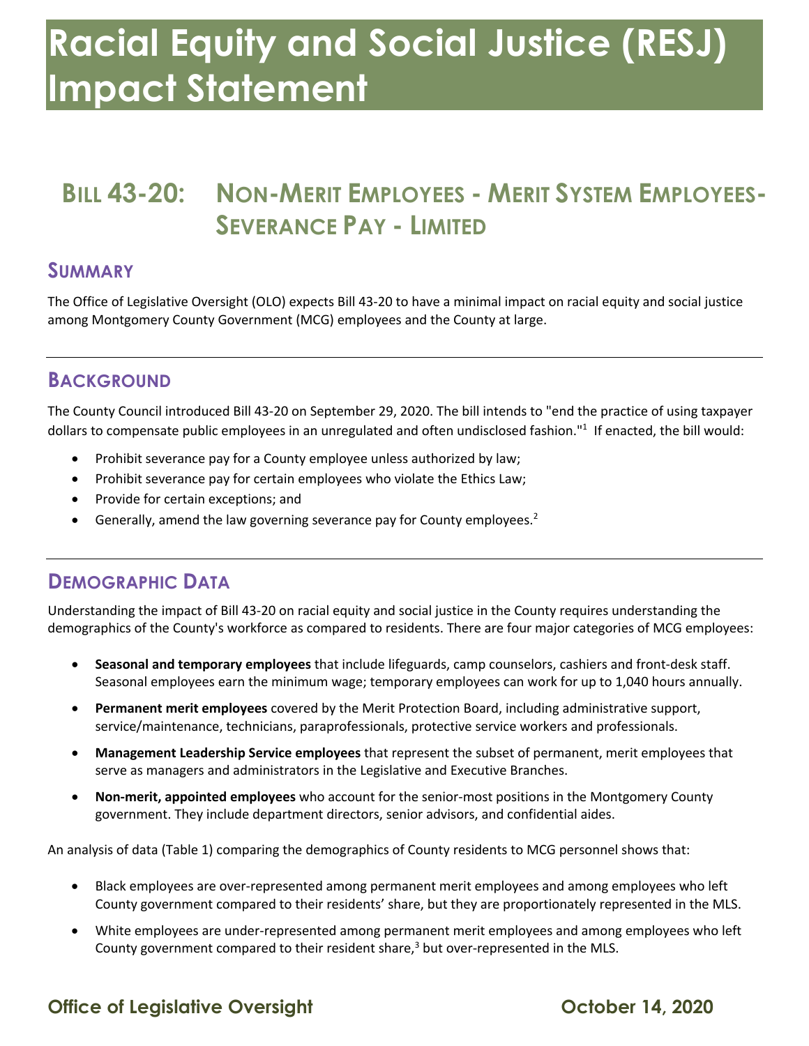# Racial Equity and Social Justice (RESJ) Impact Statement

## Bill 43-20: Non-Merit Employees - Merit System Employees-Severance Pay - Limited

### Summary

The Office of Legislative Oversight (OLO) expects Bill 43-20 to have a minimal impact on racial equity and social justice among Montgomery County Government (MCG) employees and the County at large.

### Background

The County Council introduced Bill 43-20 on September 29, 2020. The bill intends to "end the practice of using taxpayer dollars to compensate public employees in an unregulated and often undisclosed fashion."[1] If enacted, the bill would:

- Prohibit severance pay for a County employee unless authorized by law;
- Prohibit severance pay for certain employees who violate the Ethics Law;
- Provide for certain exceptions; and
- Generally, amend the law governing severance pay for County employees.[2]

### Demographic Data

Understanding the impact of Bill 43-20 on racial equity and social justice in the County requires understanding the demographics of the County's workforce as compared to residents. There are four major categories of MCG employees:

- **Seasonal and temporary employees** that include lifeguards, camp counselors, cashiers and front-desk staff. Seasonal employees earn the minimum wage; temporary employees can work for up to 1,040 hours annually.
- **Permanent merit employees** covered by the Merit Protection Board, including administrative support, service/maintenance, technicians, paraprofessionals, protective service workers and professionals.
- **Management Leadership Service employees** that represent the subset of permanent, merit employees that serve as managers and administrators in the Legislative and Executive Branches.
- **Non-merit, appointed employees** who account for the senior-most positions in the Montgomery County government. They include department directors, senior advisors, and confidential aides.

An analysis of data (Table 1) comparing the demographics of County residents to MCG personnel shows that:

- Black employees are over-represented among permanent merit employees and among employees who left County government compared to their residents' share, but they are proportionately represented in the MLS.
- White employees are under-represented among permanent merit employees and among employees who left County government compared to their resident share,[3] but over-represented in the MLS.

Office of Legislative Oversight — October 14, 2020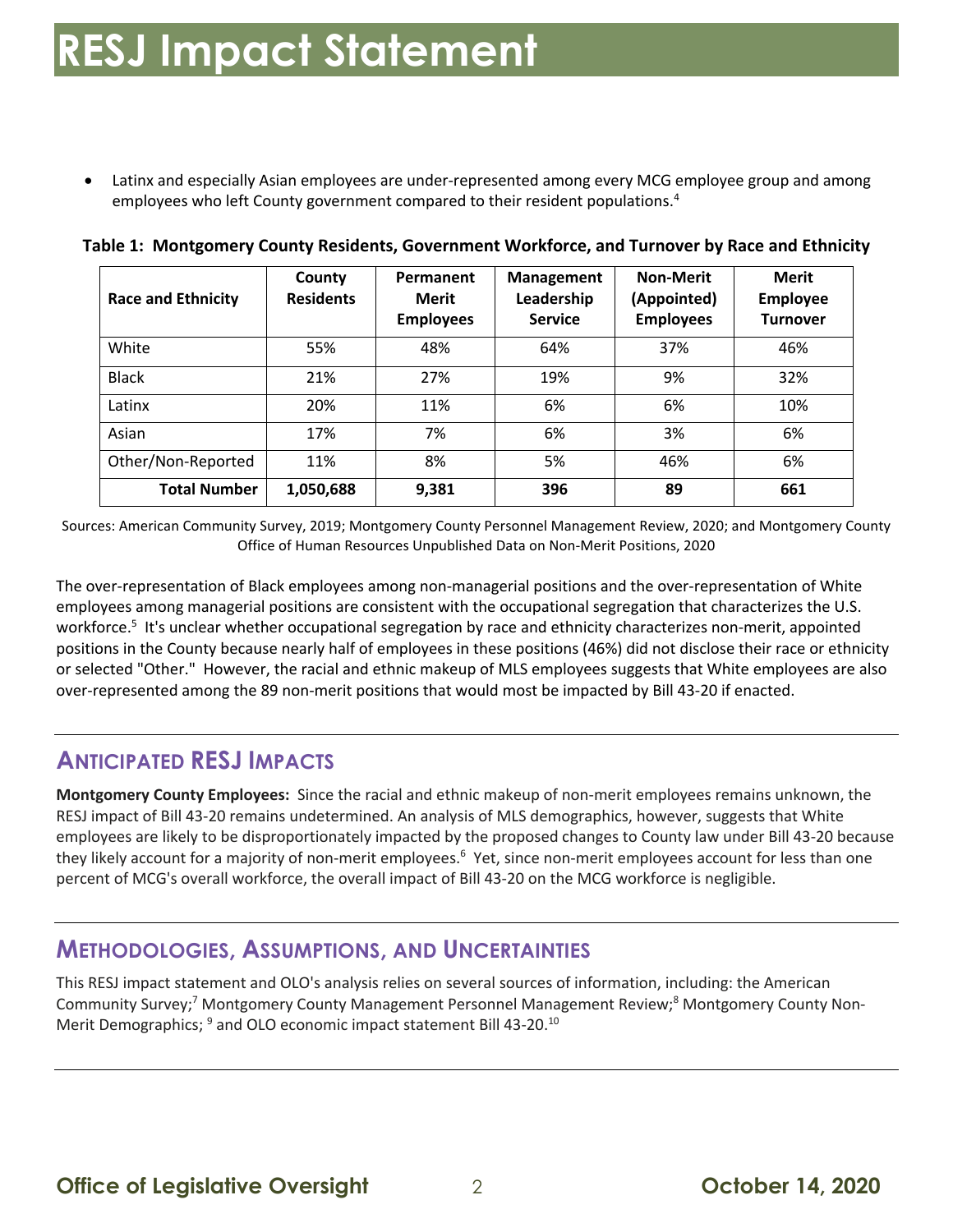- Latinx and especially Asian employees are under-represented among every MCG employee group and among employees who left County government compared to their resident populations.[4]

**Table 1: Montgomery County Residents, Government Workforce, and Turnover by Race and Ethnicity**

| Race and Ethnicity | County Residents | Permanent Merit Employees | Management Leadership Service | Non-Merit (Appointed) Employees | Merit Employee Turnover |
|---|---|---|---|---|---|
| White | 55% | 48% | 64% | 37% | 46% |
| Black | 21% | 27% | 19% | 9% | 32% |
| Latinx | 20% | 11% | 6% | 6% | 10% |
| Asian | 17% | 7% | 6% | 3% | 6% |
| Other/Non-Reported | 11% | 8% | 5% | 46% | 6% |
| **Total Number** | **1,050,688** | **9,381** | **396** | **89** | **661** |

Sources: American Community Survey, 2019; Montgomery County Personnel Management Review, 2020; and Montgomery County Office of Human Resources Unpublished Data on Non-Merit Positions, 2020

The over-representation of Black employees among non-managerial positions and the over-representation of White employees among managerial positions are consistent with the occupational segregation that characterizes the U.S. workforce.[5] It's unclear whether occupational segregation by race and ethnicity characterizes non-merit, appointed positions in the County because nearly half of employees in these positions (46%) did not disclose their race or ethnicity or selected "Other." However, the racial and ethnic makeup of MLS employees suggests that White employees are also over-represented among the 89 non-merit positions that would most be impacted by Bill 43-20 if enacted.

## Anticipated RESJ Impacts

**Montgomery County Employees:** Since the racial and ethnic makeup of non-merit employees remains unknown, the RESJ impact of Bill 43-20 remains undetermined. An analysis of MLS demographics, however, suggests that White employees are likely to be disproportionately impacted by the proposed changes to County law under Bill 43-20 because they likely account for a majority of non-merit employees.[6] Yet, since non-merit employees account for less than one percent of MCG's overall workforce, the overall impact of Bill 43-20 on the MCG workforce is negligible.

## Methodologies, Assumptions, and Uncertainties

This RESJ impact statement and OLO's analysis relies on several sources of information, including: the American Community Survey;[7] Montgomery County Management Personnel Management Review;[8] Montgomery County Non-Merit Demographics; [9] and OLO economic impact statement Bill 43-20.[10]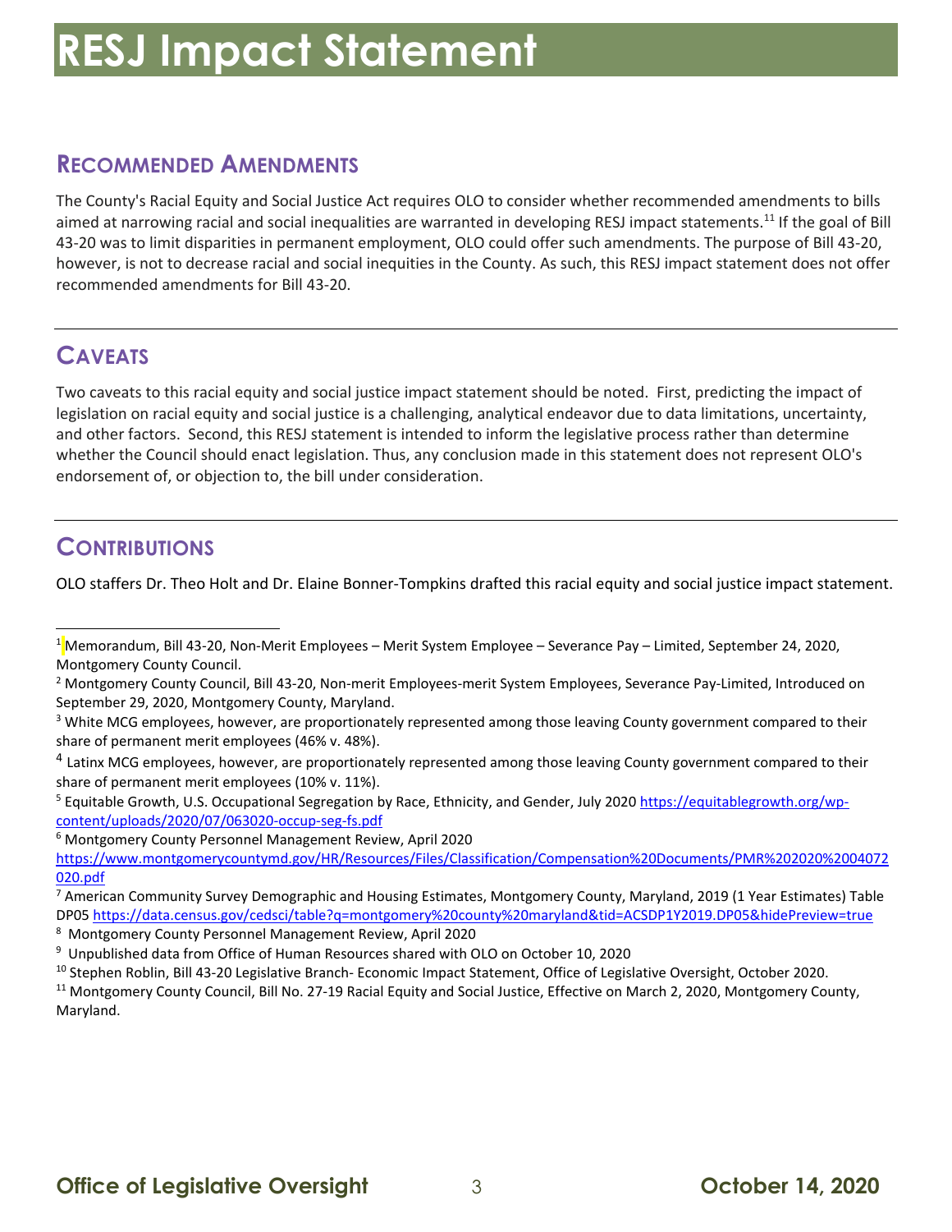# RESJ Impact Statement

## Recommended Amendments

The County's Racial Equity and Social Justice Act requires OLO to consider whether recommended amendments to bills aimed at narrowing racial and social inequalities are warranted in developing RESJ impact statements.[11] If the goal of Bill 43-20 was to limit disparities in permanent employment, OLO could offer such amendments. The purpose of Bill 43-20, however, is not to decrease racial and social inequities in the County. As such, this RESJ impact statement does not offer recommended amendments for Bill 43-20.

## Caveats

Two caveats to this racial equity and social justice impact statement should be noted. First, predicting the impact of legislation on racial equity and social justice is a challenging, analytical endeavor due to data limitations, uncertainty, and other factors. Second, this RESJ statement is intended to inform the legislative process rather than determine whether the Council should enact legislation. Thus, any conclusion made in this statement does not represent OLO's endorsement of, or objection to, the bill under consideration.

## Contributions

OLO staffers Dr. Theo Holt and Dr. Elaine Bonner-Tompkins drafted this racial equity and social justice impact statement.

---

[1] Memorandum, Bill 43-20, Non-Merit Employees – Merit System Employee – Severance Pay – Limited, September 24, 2020, Montgomery County Council.

[2] Montgomery County Council, Bill 43-20, Non-merit Employees-merit System Employees, Severance Pay-Limited, Introduced on September 29, 2020, Montgomery County, Maryland.

[3] White MCG employees, however, are proportionately represented among those leaving County government compared to their share of permanent merit employees (46% v. 48%).

[4] Latinx MCG employees, however, are proportionately represented among those leaving County government compared to their share of permanent merit employees (10% v. 11%).

[5] Equitable Growth, U.S. Occupational Segregation by Race, Ethnicity, and Gender, July 2020 https://equitablegrowth.org/wp-content/uploads/2020/07/063020-occup-seg-fs.pdf

[6] Montgomery County Personnel Management Review, April 2020 https://www.montgomerycountymd.gov/HR/Resources/Files/Classification/Compensation%20Documents/PMR%202020%2004072020.pdf

[7] American Community Survey Demographic and Housing Estimates, Montgomery County, Maryland, 2019 (1 Year Estimates) Table DP05 https://data.census.gov/cedsci/table?q=montgomery%20county%20maryland&tid=ACSDP1Y2019.DP05&hidePreview=true

[8] Montgomery County Personnel Management Review, April 2020

[9] Unpublished data from Office of Human Resources shared with OLO on October 10, 2020

[10] Stephen Roblin, Bill 43-20 Legislative Branch- Economic Impact Statement, Office of Legislative Oversight, October 2020.

[11] Montgomery County Council, Bill No. 27-19 Racial Equity and Social Justice, Effective on March 2, 2020, Montgomery County, Maryland.